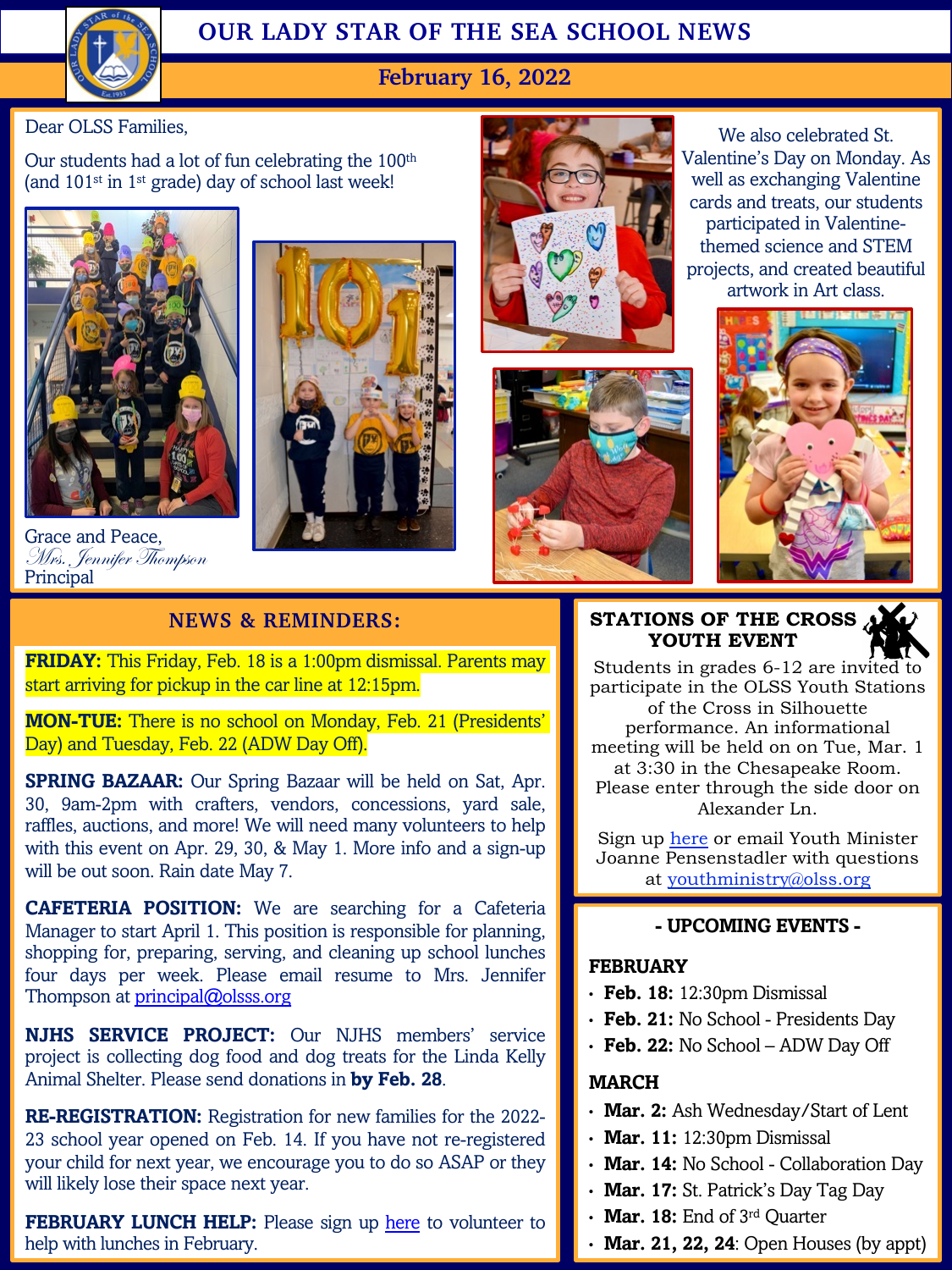# OUR LADY STAR OF THE SEA SCHOOL NEWS

## February 16, 2022

Dear OLSS Families,

Our students had a lot of fun celebrating the 100th (and 101st in 1st grade) day of school last week!

We also celebrated St. Valentine's Day on Monday. As well as exchanging Valentine cards and treats, our students participated in Valentine-themed science and STEM projects, and created beautiful artwork in Art class.

Grace and Peace,
*Mrs. Jennifer Thompson*
Principal

## NEWS & REMINDERS:

**FRIDAY:** This Friday, Feb. 18 is a 1:00pm dismissal. Parents may start arriving for pickup in the car line at 12:15pm.

**MON-TUE:** There is no school on Monday, Feb. 21 (Presidents' Day) and Tuesday, Feb. 22 (ADW Day Off).

**SPRING BAZAAR:** Our Spring Bazaar will be held on Sat, Apr. 30, 9am-2pm with crafters, vendors, concessions, yard sale, raffles, auctions, and more! We will need many volunteers to help with this event on Apr. 29, 30, & May 1. More info and a sign-up will be out soon. Rain date May 7.

**CAFETERIA POSITION:** We are searching for a Cafeteria Manager to start April 1. This position is responsible for planning, shopping for, preparing, serving, and cleaning up school lunches four days per week. Please email resume to Mrs. Jennifer Thompson at principal@olsss.org

**NJHS SERVICE PROJECT:** Our NJHS members' service project is collecting dog food and dog treats for the Linda Kelly Animal Shelter. Please send donations in **by Feb. 28**.

**RE-REGISTRATION:** Registration for new families for the 2022-23 school year opened on Feb. 14. If you have not re-registered your child for next year, we encourage you to do so ASAP or they will likely lose their space next year.

**FEBRUARY LUNCH HELP:** Please sign up here to volunteer to help with lunches in February.

## STATIONS OF THE CROSS YOUTH EVENT

Students in grades 6-12 are invited to participate in the OLSS Youth Stations of the Cross in Silhouette performance. An informational meeting will be held on on Tue, Mar. 1 at 3:30 in the Chesapeake Room. Please enter through the side door on Alexander Ln.

Sign up here or email Youth Minister Joanne Pensenstadler with questions at youthministry@olss.org

## - UPCOMING EVENTS -

**FEBRUARY**

- **Feb. 18:** 12:30pm Dismissal
- **Feb. 21:** No School - Presidents Day
- **Feb. 22:** No School – ADW Day Off

**MARCH**

- **Mar. 2:** Ash Wednesday/Start of Lent
- **Mar. 11:** 12:30pm Dismissal
- **Mar. 14:** No School - Collaboration Day
- **Mar. 17:** St. Patrick's Day Tag Day
- **Mar. 18:** End of 3rd Quarter
- **Mar. 21, 22, 24**: Open Houses (by appt)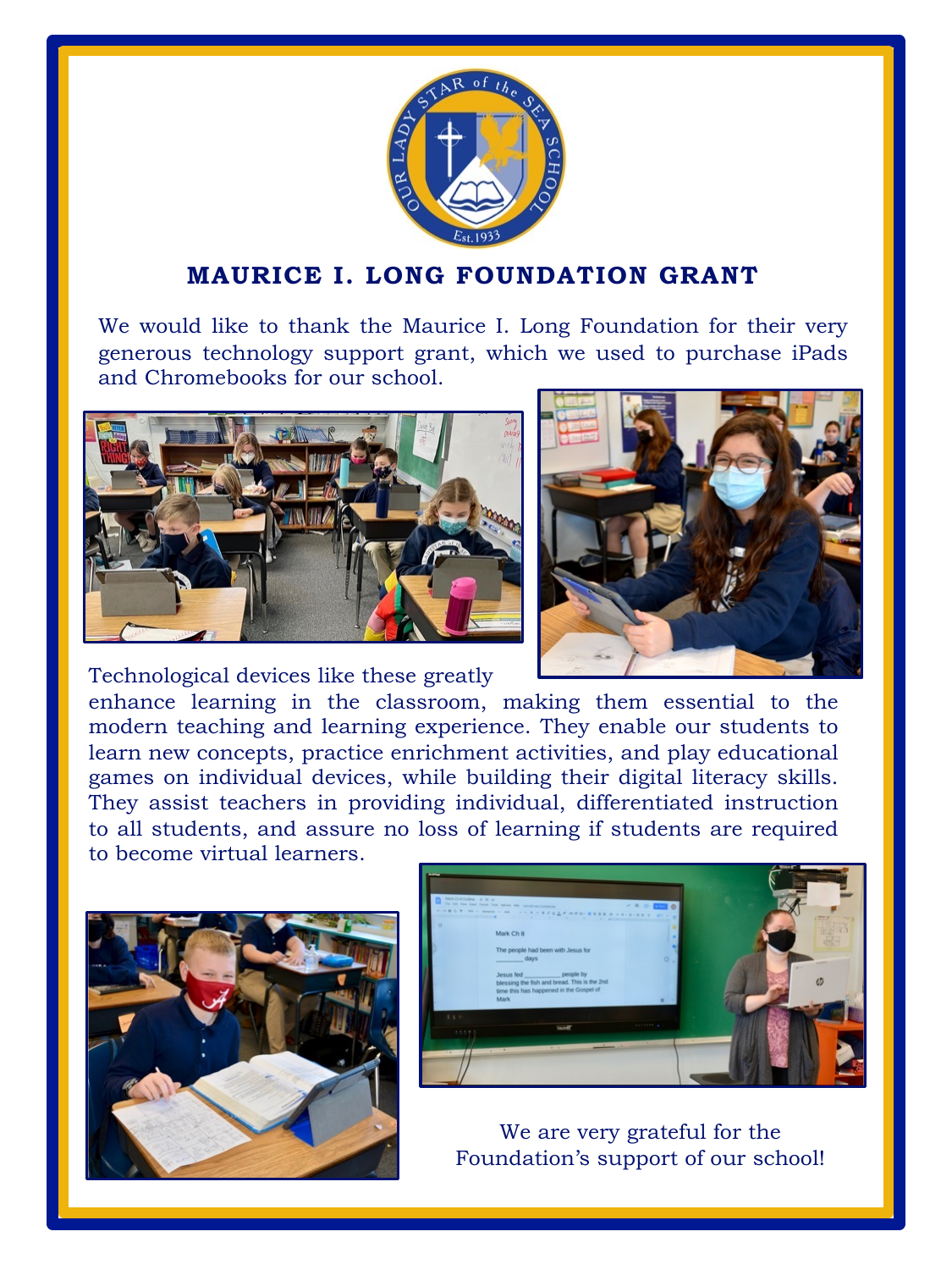## MAURICE I. LONG FOUNDATION GRANT

We would like to thank the Maurice I. Long Foundation for their very generous technology support grant, which we used to purchase iPads and Chromebooks for our school.

Technological devices like these greatly enhance learning in the classroom, making them essential to the modern teaching and learning experience. They enable our students to learn new concepts, practice enrichment activities, and play educational games on individual devices, while building their digital literacy skills. They assist teachers in providing individual, differentiated instruction to all students, and assure no loss of learning if students are required to become virtual learners.

We are very grateful for the Foundation's support of our school!